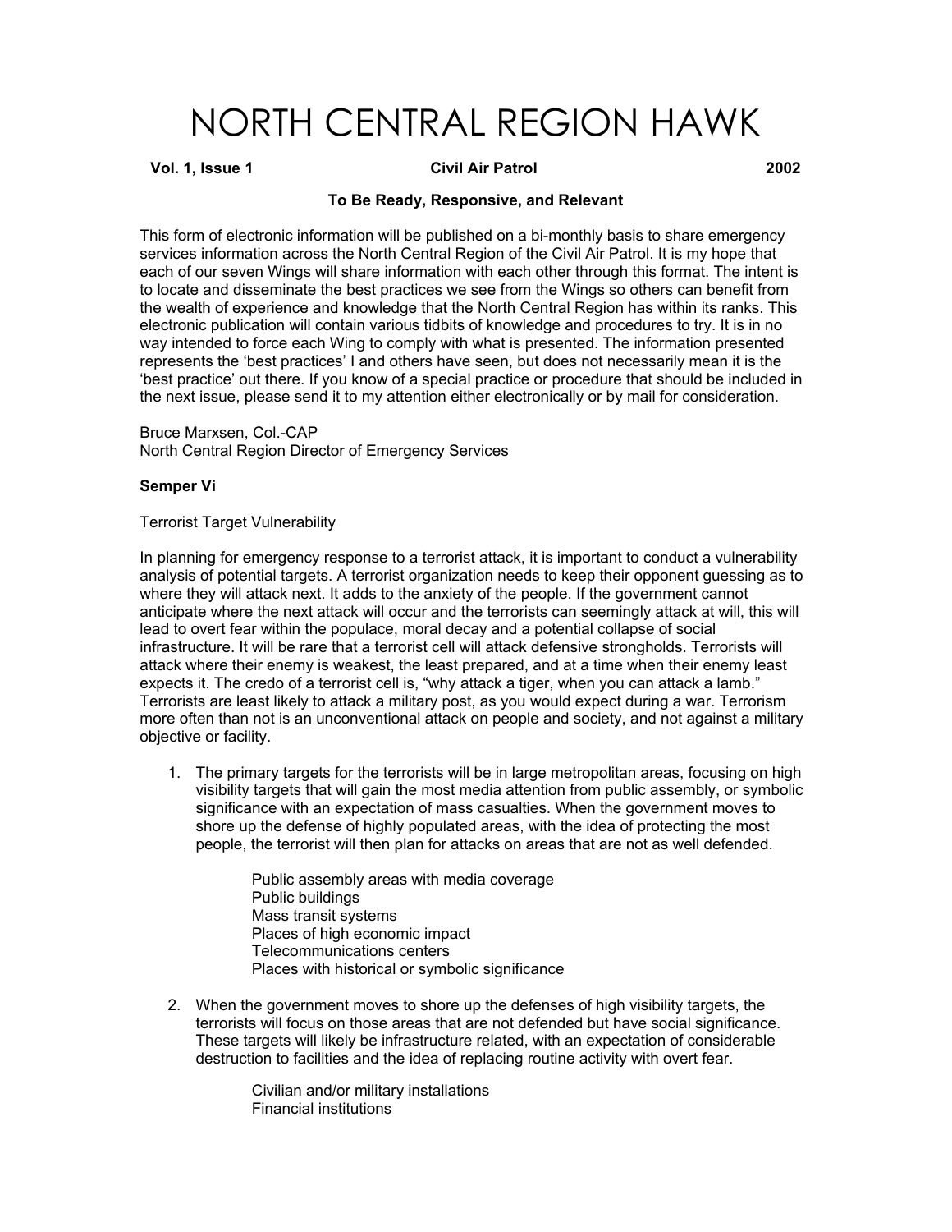# NORTH CENTRAL REGION HAWK

**Vol. 1, Issue 1** **Civil Air Patrol** **2002**

**To Be Ready, Responsive, and Relevant**

This form of electronic information will be published on a bi-monthly basis to share emergency services information across the North Central Region of the Civil Air Patrol. It is my hope that each of our seven Wings will share information with each other through this format. The intent is to locate and disseminate the best practices we see from the Wings so others can benefit from the wealth of experience and knowledge that the North Central Region has within its ranks. This electronic publication will contain various tidbits of knowledge and procedures to try. It is in no way intended to force each Wing to comply with what is presented. The information presented represents the 'best practices' I and others have seen, but does not necessarily mean it is the 'best practice' out there. If you know of a special practice or procedure that should be included in the next issue, please send it to my attention either electronically or by mail for consideration.

Bruce Marxsen, Col.-CAP
North Central Region Director of Emergency Services

**Semper Vi**

Terrorist Target Vulnerability

In planning for emergency response to a terrorist attack, it is important to conduct a vulnerability analysis of potential targets. A terrorist organization needs to keep their opponent guessing as to where they will attack next. It adds to the anxiety of the people. If the government cannot anticipate where the next attack will occur and the terrorists can seemingly attack at will, this will lead to overt fear within the populace, moral decay and a potential collapse of social infrastructure. It will be rare that a terrorist cell will attack defensive strongholds. Terrorists will attack where their enemy is weakest, the least prepared, and at a time when their enemy least expects it. The credo of a terrorist cell is, "why attack a tiger, when you can attack a lamb." Terrorists are least likely to attack a military post, as you would expect during a war. Terrorism more often than not is an unconventional attack on people and society, and not against a military objective or facility.

1. The primary targets for the terrorists will be in large metropolitan areas, focusing on high visibility targets that will gain the most media attention from public assembly, or symbolic significance with an expectation of mass casualties. When the government moves to shore up the defense of highly populated areas, with the idea of protecting the most people, the terrorist will then plan for attacks on areas that are not as well defended.

   Public assembly areas with media coverage
   Public buildings
   Mass transit systems
   Places of high economic impact
   Telecommunications centers
   Places with historical or symbolic significance

2. When the government moves to shore up the defenses of high visibility targets, the terrorists will focus on those areas that are not defended but have social significance. These targets will likely be infrastructure related, with an expectation of considerable destruction to facilities and the idea of replacing routine activity with overt fear.

   Civilian and/or military installations
   Financial institutions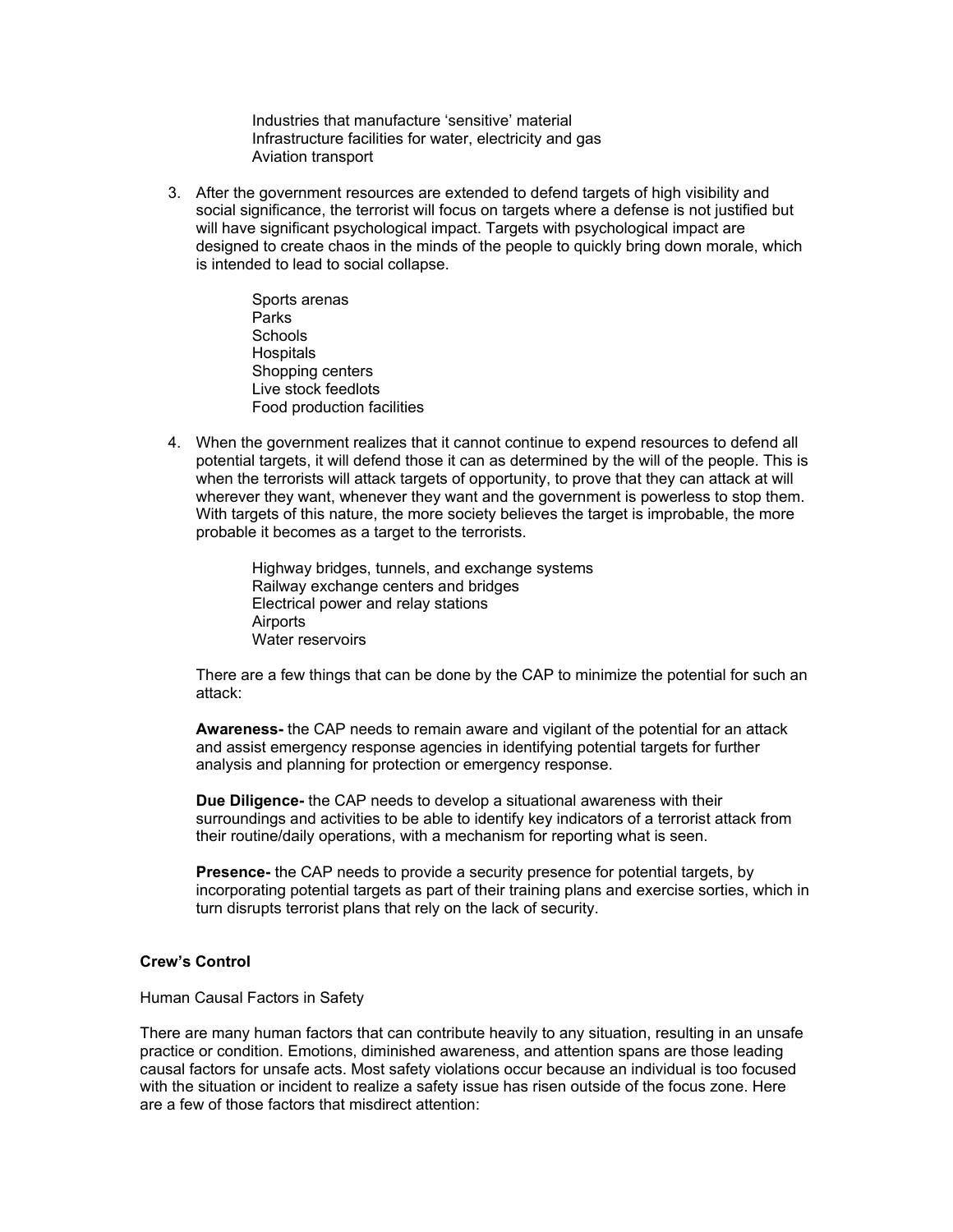Industries that manufacture 'sensitive' material
Infrastructure facilities for water, electricity and gas
Aviation transport

3. After the government resources are extended to defend targets of high visibility and social significance, the terrorist will focus on targets where a defense is not justified but will have significant psychological impact. Targets with psychological impact are designed to create chaos in the minds of the people to quickly bring down morale, which is intended to lead to social collapse.

   Sports arenas
   Parks
   Schools
   Hospitals
   Shopping centers
   Live stock feedlots
   Food production facilities

4. When the government realizes that it cannot continue to expend resources to defend all potential targets, it will defend those it can as determined by the will of the people. This is when the terrorists will attack targets of opportunity, to prove that they can attack at will wherever they want, whenever they want and the government is powerless to stop them. With targets of this nature, the more society believes the target is improbable, the more probable it becomes as a target to the terrorists.

   Highway bridges, tunnels, and exchange systems
   Railway exchange centers and bridges
   Electrical power and relay stations
   Airports
   Water reservoirs

There are a few things that can be done by the CAP to minimize the potential for such an attack:

**Awareness-** the CAP needs to remain aware and vigilant of the potential for an attack and assist emergency response agencies in identifying potential targets for further analysis and planning for protection or emergency response.

**Due Diligence-** the CAP needs to develop a situational awareness with their surroundings and activities to be able to identify key indicators of a terrorist attack from their routine/daily operations, with a mechanism for reporting what is seen.

**Presence-** the CAP needs to provide a security presence for potential targets, by incorporating potential targets as part of their training plans and exercise sorties, which in turn disrupts terrorist plans that rely on the lack of security.

## Crew's Control

Human Causal Factors in Safety

There are many human factors that can contribute heavily to any situation, resulting in an unsafe practice or condition. Emotions, diminished awareness, and attention spans are those leading causal factors for unsafe acts. Most safety violations occur because an individual is too focused with the situation or incident to realize a safety issue has risen outside of the focus zone. Here are a few of those factors that misdirect attention: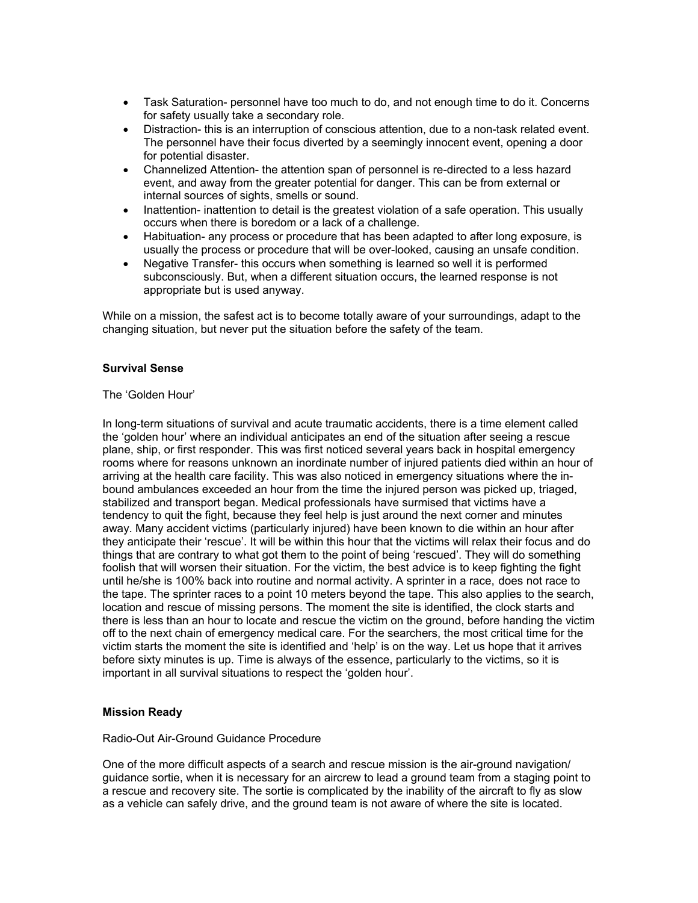- Task Saturation- personnel have too much to do, and not enough time to do it. Concerns for safety usually take a secondary role.
- Distraction- this is an interruption of conscious attention, due to a non-task related event. The personnel have their focus diverted by a seemingly innocent event, opening a door for potential disaster.
- Channelized Attention- the attention span of personnel is re-directed to a less hazard event, and away from the greater potential for danger. This can be from external or internal sources of sights, smells or sound.
- Inattention- inattention to detail is the greatest violation of a safe operation. This usually occurs when there is boredom or a lack of a challenge.
- Habituation- any process or procedure that has been adapted to after long exposure, is usually the process or procedure that will be over-looked, causing an unsafe condition.
- Negative Transfer- this occurs when something is learned so well it is performed subconsciously. But, when a different situation occurs, the learned response is not appropriate but is used anyway.

While on a mission, the safest act is to become totally aware of your surroundings, adapt to the changing situation, but never put the situation before the safety of the team.

**Survival Sense**

The 'Golden Hour'

In long-term situations of survival and acute traumatic accidents, there is a time element called the 'golden hour' where an individual anticipates an end of the situation after seeing a rescue plane, ship, or first responder. This was first noticed several years back in hospital emergency rooms where for reasons unknown an inordinate number of injured patients died within an hour of arriving at the health care facility. This was also noticed in emergency situations where the in-bound ambulances exceeded an hour from the time the injured person was picked up, triaged, stabilized and transport began. Medical professionals have surmised that victims have a tendency to quit the fight, because they feel help is just around the next corner and minutes away. Many accident victims (particularly injured) have been known to die within an hour after they anticipate their 'rescue'. It will be within this hour that the victims will relax their focus and do things that are contrary to what got them to the point of being 'rescued'. They will do something foolish that will worsen their situation. For the victim, the best advice is to keep fighting the fight until he/she is 100% back into routine and normal activity. A sprinter in a race, does not race to the tape. The sprinter races to a point 10 meters beyond the tape. This also applies to the search, location and rescue of missing persons. The moment the site is identified, the clock starts and there is less than an hour to locate and rescue the victim on the ground, before handing the victim off to the next chain of emergency medical care. For the searchers, the most critical time for the victim starts the moment the site is identified and 'help' is on the way. Let us hope that it arrives before sixty minutes is up. Time is always of the essence, particularly to the victims, so it is important in all survival situations to respect the 'golden hour'.

**Mission Ready**

Radio-Out Air-Ground Guidance Procedure

One of the more difficult aspects of a search and rescue mission is the air-ground navigation/ guidance sortie, when it is necessary for an aircrew to lead a ground team from a staging point to a rescue and recovery site. The sortie is complicated by the inability of the aircraft to fly as slow as a vehicle can safely drive, and the ground team is not aware of where the site is located.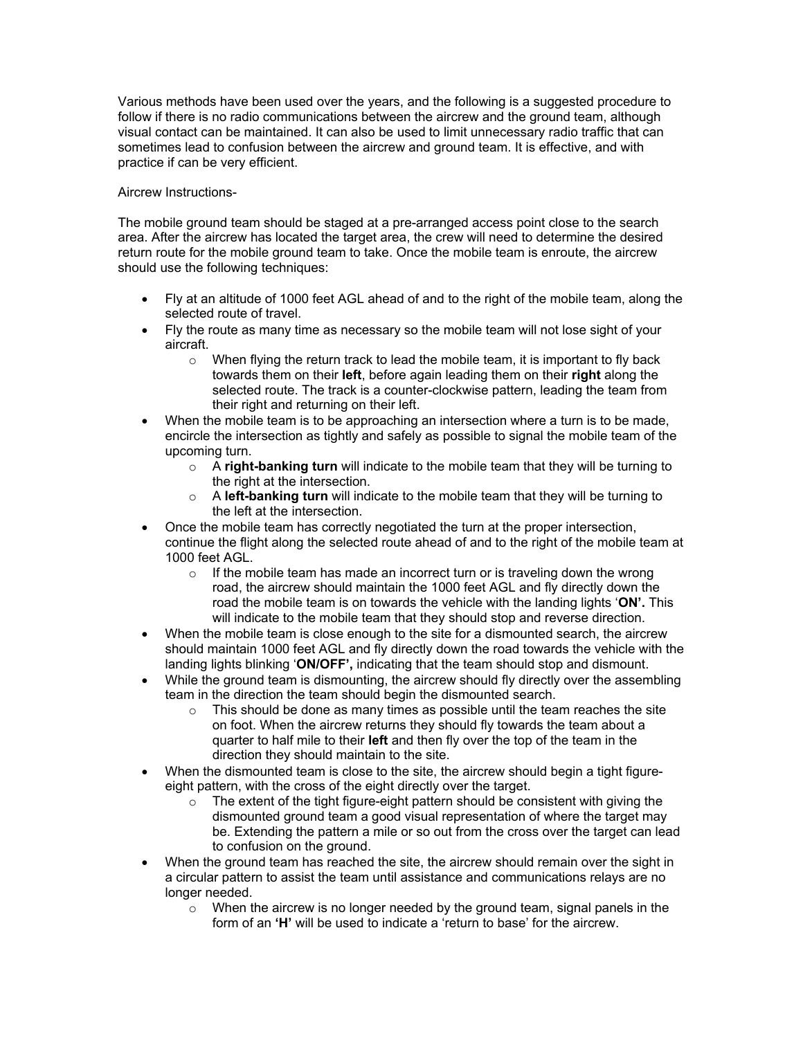Various methods have been used over the years, and the following is a suggested procedure to follow if there is no radio communications between the aircrew and the ground team, although visual contact can be maintained. It can also be used to limit unnecessary radio traffic that can sometimes lead to confusion between the aircrew and ground team. It is effective, and with practice if can be very efficient.

Aircrew Instructions-

The mobile ground team should be staged at a pre-arranged access point close to the search area. After the aircrew has located the target area, the crew will need to determine the desired return route for the mobile ground team to take. Once the mobile team is enroute, the aircrew should use the following techniques:

- Fly at an altitude of 1000 feet AGL ahead of and to the right of the mobile team, along the selected route of travel.
- Fly the route as many time as necessary so the mobile team will not lose sight of your aircraft.
    - When flying the return track to lead the mobile team, it is important to fly back towards them on their **left**, before again leading them on their **right** along the selected route. The track is a counter-clockwise pattern, leading the team from their right and returning on their left.
- When the mobile team is to be approaching an intersection where a turn is to be made, encircle the intersection as tightly and safely as possible to signal the mobile team of the upcoming turn.
    - A **right-banking turn** will indicate to the mobile team that they will be turning to the right at the intersection.
    - A **left-banking turn** will indicate to the mobile team that they will be turning to the left at the intersection.
- Once the mobile team has correctly negotiated the turn at the proper intersection, continue the flight along the selected route ahead of and to the right of the mobile team at 1000 feet AGL.
    - If the mobile team has made an incorrect turn or is traveling down the wrong road, the aircrew should maintain the 1000 feet AGL and fly directly down the road the mobile team is on towards the vehicle with the landing lights '**ON'.** This will indicate to the mobile team that they should stop and reverse direction.
- When the mobile team is close enough to the site for a dismounted search, the aircrew should maintain 1000 feet AGL and fly directly down the road towards the vehicle with the landing lights blinking '**ON/OFF',** indicating that the team should stop and dismount.
- While the ground team is dismounting, the aircrew should fly directly over the assembling team in the direction the team should begin the dismounted search.
    - This should be done as many times as possible until the team reaches the site on foot. When the aircrew returns they should fly towards the team about a quarter to half mile to their **left** and then fly over the top of the team in the direction they should maintain to the site.
- When the dismounted team is close to the site, the aircrew should begin a tight figure-eight pattern, with the cross of the eight directly over the target.
    - The extent of the tight figure-eight pattern should be consistent with giving the dismounted ground team a good visual representation of where the target may be. Extending the pattern a mile or so out from the cross over the target can lead to confusion on the ground.
- When the ground team has reached the site, the aircrew should remain over the sight in a circular pattern to assist the team until assistance and communications relays are no longer needed.
    - When the aircrew is no longer needed by the ground team, signal panels in the form of an **'H'** will be used to indicate a 'return to base' for the aircrew.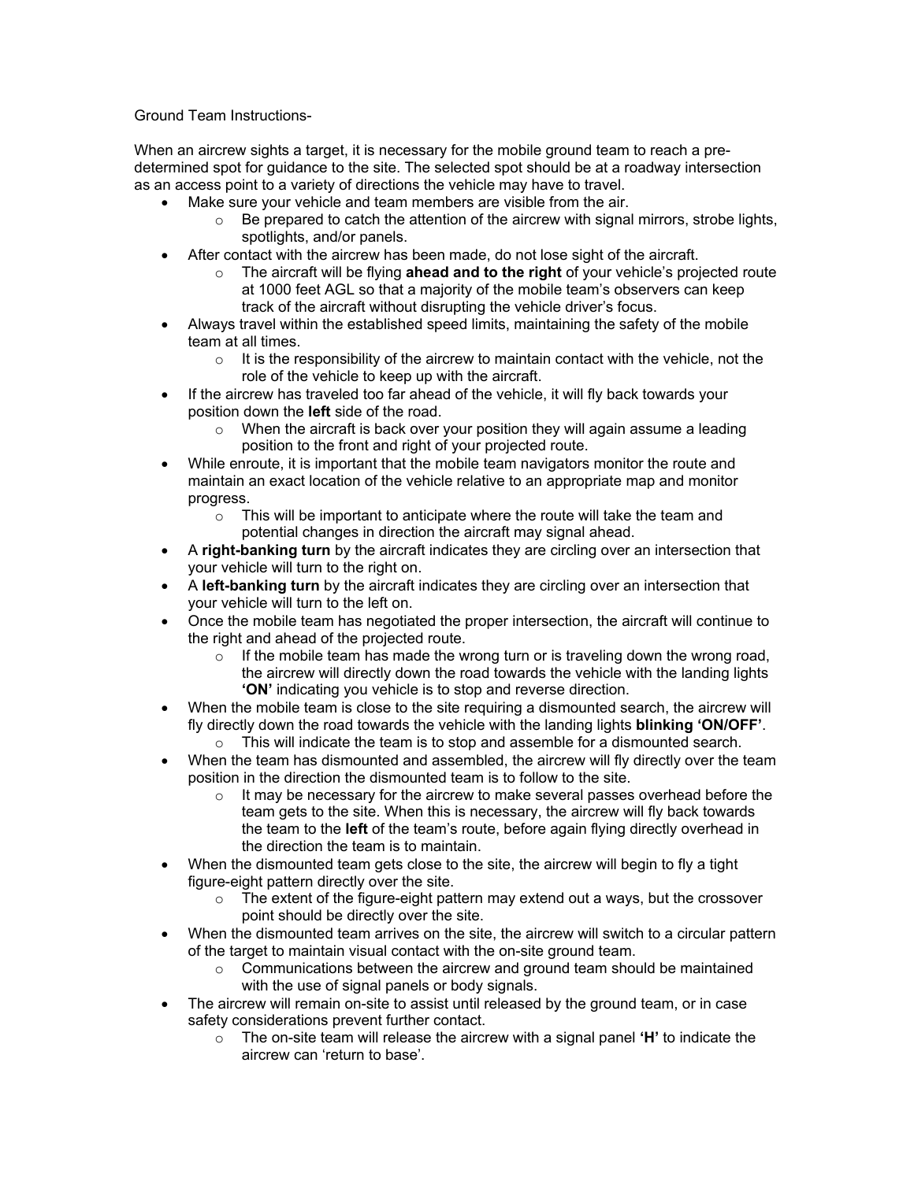Ground Team Instructions-

When an aircrew sights a target, it is necessary for the mobile ground team to reach a pre-determined spot for guidance to the site. The selected spot should be at a roadway intersection as an access point to a variety of directions the vehicle may have to travel.

- Make sure your vehicle and team members are visible from the air.
    - Be prepared to catch the attention of the aircrew with signal mirrors, strobe lights, spotlights, and/or panels.
- After contact with the aircrew has been made, do not lose sight of the aircraft.
    - The aircraft will be flying **ahead and to the right** of your vehicle's projected route at 1000 feet AGL so that a majority of the mobile team's observers can keep track of the aircraft without disrupting the vehicle driver's focus.
- Always travel within the established speed limits, maintaining the safety of the mobile team at all times.
    - It is the responsibility of the aircrew to maintain contact with the vehicle, not the role of the vehicle to keep up with the aircraft.
- If the aircrew has traveled too far ahead of the vehicle, it will fly back towards your position down the **left** side of the road.
    - When the aircraft is back over your position they will again assume a leading position to the front and right of your projected route.
- While enroute, it is important that the mobile team navigators monitor the route and maintain an exact location of the vehicle relative to an appropriate map and monitor progress.
    - This will be important to anticipate where the route will take the team and potential changes in direction the aircraft may signal ahead.
- A **right-banking turn** by the aircraft indicates they are circling over an intersection that your vehicle will turn to the right on.
- A **left-banking turn** by the aircraft indicates they are circling over an intersection that your vehicle will turn to the left on.
- Once the mobile team has negotiated the proper intersection, the aircraft will continue to the right and ahead of the projected route.
    - If the mobile team has made the wrong turn or is traveling down the wrong road, the aircrew will directly down the road towards the vehicle with the landing lights **'ON'** indicating you vehicle is to stop and reverse direction.
- When the mobile team is close to the site requiring a dismounted search, the aircrew will fly directly down the road towards the vehicle with the landing lights **blinking 'ON/OFF'**.
    - This will indicate the team is to stop and assemble for a dismounted search.
- When the team has dismounted and assembled, the aircrew will fly directly over the team position in the direction the dismounted team is to follow to the site.
    - It may be necessary for the aircrew to make several passes overhead before the team gets to the site. When this is necessary, the aircrew will fly back towards the team to the **left** of the team's route, before again flying directly overhead in the direction the team is to maintain.
- When the dismounted team gets close to the site, the aircrew will begin to fly a tight figure-eight pattern directly over the site.
    - The extent of the figure-eight pattern may extend out a ways, but the crossover point should be directly over the site.
- When the dismounted team arrives on the site, the aircrew will switch to a circular pattern of the target to maintain visual contact with the on-site ground team.
    - Communications between the aircrew and ground team should be maintained with the use of signal panels or body signals.
- The aircrew will remain on-site to assist until released by the ground team, or in case safety considerations prevent further contact.
    - The on-site team will release the aircrew with a signal panel **'H'** to indicate the aircrew can 'return to base'.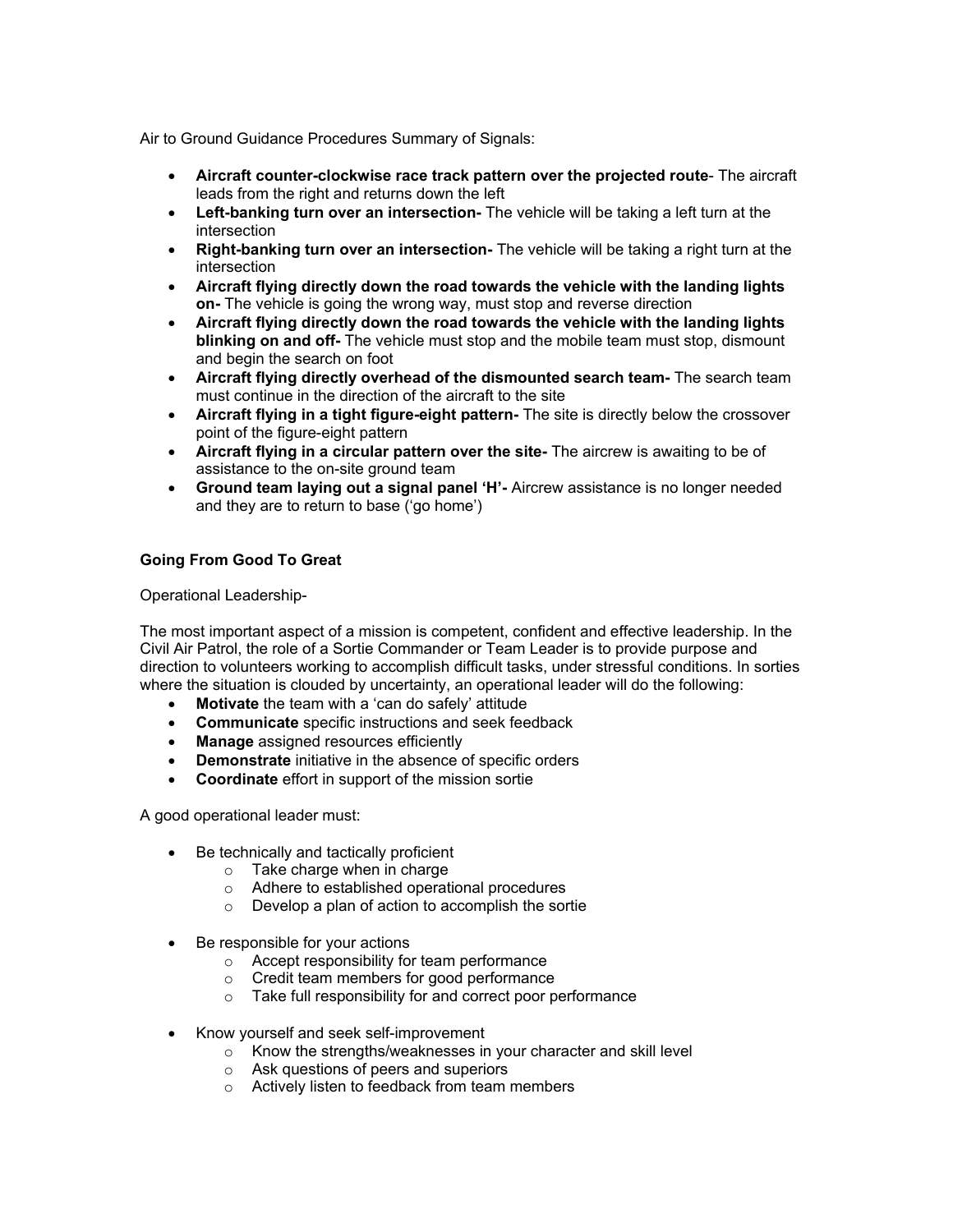Air to Ground Guidance Procedures Summary of Signals:

- **Aircraft counter-clockwise race track pattern over the projected route**- The aircraft leads from the right and returns down the left
- **Left-banking turn over an intersection-** The vehicle will be taking a left turn at the intersection
- **Right-banking turn over an intersection-** The vehicle will be taking a right turn at the intersection
- **Aircraft flying directly down the road towards the vehicle with the landing lights on-** The vehicle is going the wrong way, must stop and reverse direction
- **Aircraft flying directly down the road towards the vehicle with the landing lights blinking on and off-** The vehicle must stop and the mobile team must stop, dismount and begin the search on foot
- **Aircraft flying directly overhead of the dismounted search team-** The search team must continue in the direction of the aircraft to the site
- **Aircraft flying in a tight figure-eight pattern-** The site is directly below the crossover point of the figure-eight pattern
- **Aircraft flying in a circular pattern over the site-** The aircrew is awaiting to be of assistance to the on-site ground team
- **Ground team laying out a signal panel 'H'-** Aircrew assistance is no longer needed and they are to return to base ('go home')

## Going From Good To Great

Operational Leadership-

The most important aspect of a mission is competent, confident and effective leadership. In the Civil Air Patrol, the role of a Sortie Commander or Team Leader is to provide purpose and direction to volunteers working to accomplish difficult tasks, under stressful conditions. In sorties where the situation is clouded by uncertainty, an operational leader will do the following:

- **Motivate** the team with a 'can do safely' attitude
- **Communicate** specific instructions and seek feedback
- **Manage** assigned resources efficiently
- **Demonstrate** initiative in the absence of specific orders
- **Coordinate** effort in support of the mission sortie

A good operational leader must:

- Be technically and tactically proficient
  - Take charge when in charge
  - Adhere to established operational procedures
  - Develop a plan of action to accomplish the sortie
- Be responsible for your actions
  - Accept responsibility for team performance
  - Credit team members for good performance
  - Take full responsibility for and correct poor performance
- Know yourself and seek self-improvement
  - Know the strengths/weaknesses in your character and skill level
  - Ask questions of peers and superiors
  - Actively listen to feedback from team members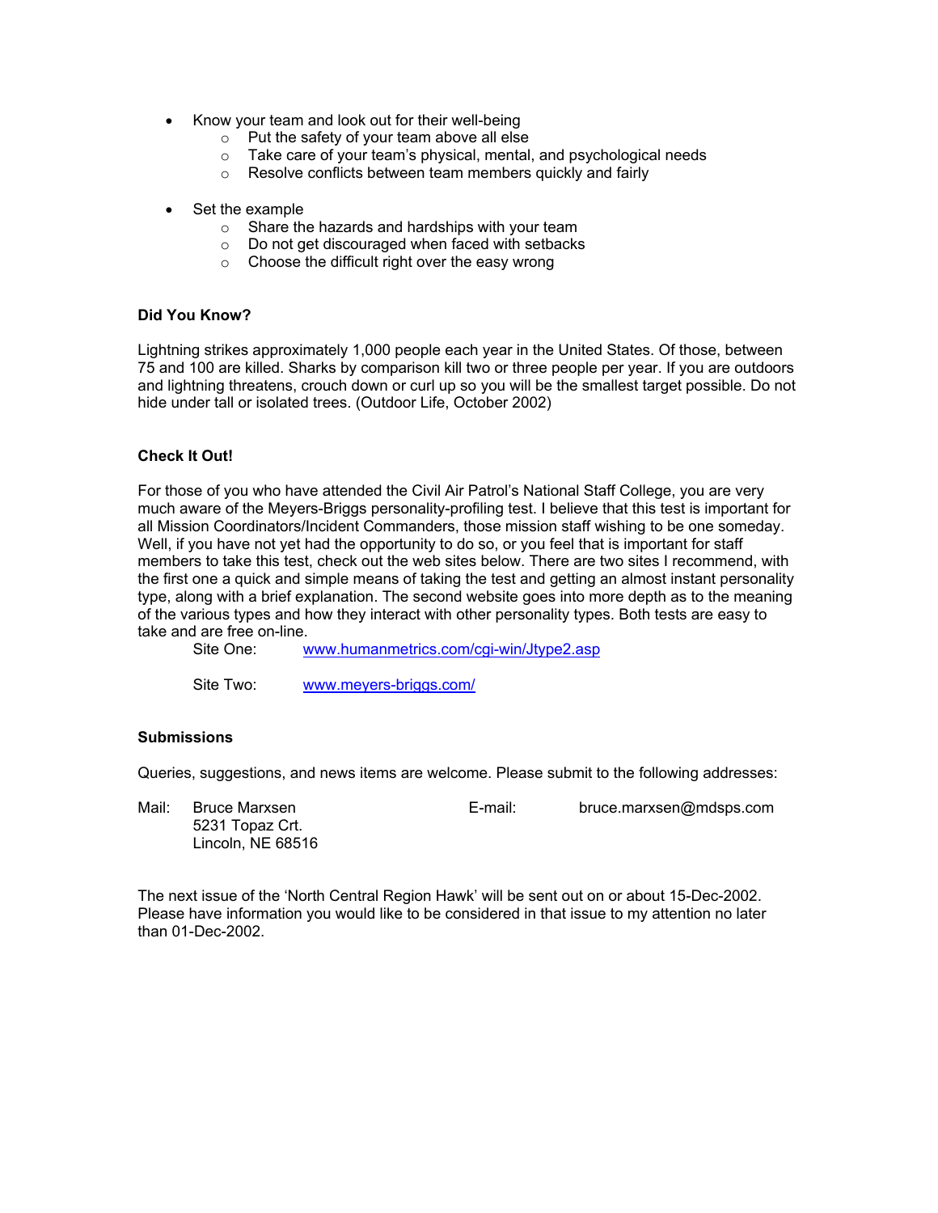- Know your team and look out for their well-being
    - Put the safety of your team above all else
    - Take care of your team's physical, mental, and psychological needs
    - Resolve conflicts between team members quickly and fairly

- Set the example
    - Share the hazards and hardships with your team
    - Do not get discouraged when faced with setbacks
    - Choose the difficult right over the easy wrong

**Did You Know?**

Lightning strikes approximately 1,000 people each year in the United States. Of those, between 75 and 100 are killed. Sharks by comparison kill two or three people per year. If you are outdoors and lightning threatens, crouch down or curl up so you will be the smallest target possible. Do not hide under tall or isolated trees. (Outdoor Life, October 2002)

**Check It Out!**

For those of you who have attended the Civil Air Patrol's National Staff College, you are very much aware of the Meyers-Briggs personality-profiling test. I believe that this test is important for all Mission Coordinators/Incident Commanders, those mission staff wishing to be one someday. Well, if you have not yet had the opportunity to do so, or you feel that is important for staff members to take this test, check out the web sites below. There are two sites I recommend, with the first one a quick and simple means of taking the test and getting an almost instant personality type, along with a brief explanation. The second website goes into more depth as to the meaning of the various types and how they interact with other personality types. Both tests are easy to take and are free on-line.

Site One: www.humanmetrics.com/cgi-win/Jtype2.asp

Site Two: www.meyers-briggs.com/

**Submissions**

Queries, suggestions, and news items are welcome. Please submit to the following addresses:

Mail: Bruce Marxsen
5231 Topaz Crt.
Lincoln, NE 68516

E-mail: bruce.marxsen@mdsps.com

The next issue of the 'North Central Region Hawk' will be sent out on or about 15-Dec-2002. Please have information you would like to be considered in that issue to my attention no later than 01-Dec-2002.